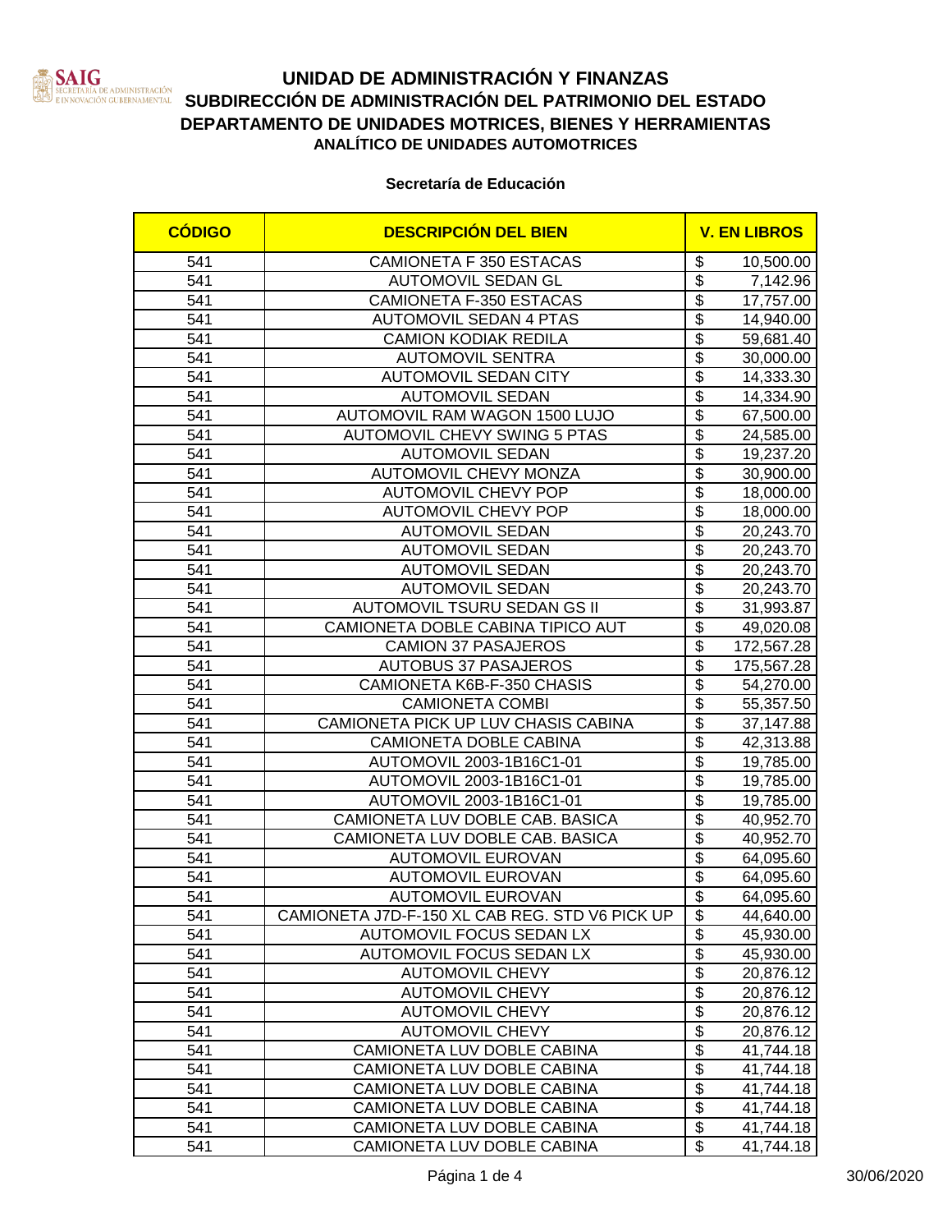# UNIDAD DE ADMINISTRACIÓN Y FINANZAS
## SUBDIRECCIÓN DE ADMINISTRACIÓN DEL PATRIMONIO DEL ESTADO
## DEPARTAMENTO DE UNIDADES MOTRICES, BIENES Y HERRAMIENTAS
### ANALÍTICO DE UNIDADES AUTOMOTRICES

**Secretaría de Educación**

| CÓDIGO | DESCRIPCIÓN DEL BIEN | V. EN LIBROS |
|---|---|---|
| 541 | CAMIONETA F 350 ESTACAS | $ 10,500.00 |
| 541 | AUTOMOVIL SEDAN GL | $ 7,142.96 |
| 541 | CAMIONETA F-350 ESTACAS | $ 17,757.00 |
| 541 | AUTOMOVIL SEDAN 4 PTAS | $ 14,940.00 |
| 541 | CAMION KODIAK REDILA | $ 59,681.40 |
| 541 | AUTOMOVIL SENTRA | $ 30,000.00 |
| 541 | AUTOMOVIL SEDAN CITY | $ 14,333.30 |
| 541 | AUTOMOVIL SEDAN | $ 14,334.90 |
| 541 | AUTOMOVIL RAM WAGON 1500 LUJO | $ 67,500.00 |
| 541 | AUTOMOVIL CHEVY SWING 5 PTAS | $ 24,585.00 |
| 541 | AUTOMOVIL SEDAN | $ 19,237.20 |
| 541 | AUTOMOVIL CHEVY MONZA | $ 30,900.00 |
| 541 | AUTOMOVIL CHEVY POP | $ 18,000.00 |
| 541 | AUTOMOVIL CHEVY POP | $ 18,000.00 |
| 541 | AUTOMOVIL SEDAN | $ 20,243.70 |
| 541 | AUTOMOVIL SEDAN | $ 20,243.70 |
| 541 | AUTOMOVIL SEDAN | $ 20,243.70 |
| 541 | AUTOMOVIL SEDAN | $ 20,243.70 |
| 541 | AUTOMOVIL TSURU SEDAN GS II | $ 31,993.87 |
| 541 | CAMIONETA DOBLE CABINA TIPICO AUT | $ 49,020.08 |
| 541 | CAMION 37 PASAJEROS | $ 172,567.28 |
| 541 | AUTOBUS 37 PASAJEROS | $ 175,567.28 |
| 541 | CAMIONETA K6B-F-350 CHASIS | $ 54,270.00 |
| 541 | CAMIONETA COMBI | $ 55,357.50 |
| 541 | CAMIONETA PICK UP LUV CHASIS CABINA | $ 37,147.88 |
| 541 | CAMIONETA DOBLE CABINA | $ 42,313.88 |
| 541 | AUTOMOVIL 2003-1B16C1-01 | $ 19,785.00 |
| 541 | AUTOMOVIL 2003-1B16C1-01 | $ 19,785.00 |
| 541 | AUTOMOVIL 2003-1B16C1-01 | $ 19,785.00 |
| 541 | CAMIONETA LUV DOBLE CAB. BASICA | $ 40,952.70 |
| 541 | CAMIONETA LUV DOBLE CAB. BASICA | $ 40,952.70 |
| 541 | AUTOMOVIL EUROVAN | $ 64,095.60 |
| 541 | AUTOMOVIL EUROVAN | $ 64,095.60 |
| 541 | AUTOMOVIL EUROVAN | $ 64,095.60 |
| 541 | CAMIONETA J7D-F-150 XL CAB REG. STD V6 PICK UP | $ 44,640.00 |
| 541 | AUTOMOVIL FOCUS SEDAN LX | $ 45,930.00 |
| 541 | AUTOMOVIL FOCUS SEDAN LX | $ 45,930.00 |
| 541 | AUTOMOVIL CHEVY | $ 20,876.12 |
| 541 | AUTOMOVIL CHEVY | $ 20,876.12 |
| 541 | AUTOMOVIL CHEVY | $ 20,876.12 |
| 541 | AUTOMOVIL CHEVY | $ 20,876.12 |
| 541 | CAMIONETA LUV DOBLE CABINA | $ 41,744.18 |
| 541 | CAMIONETA LUV DOBLE CABINA | $ 41,744.18 |
| 541 | CAMIONETA LUV DOBLE CABINA | $ 41,744.18 |
| 541 | CAMIONETA LUV DOBLE CABINA | $ 41,744.18 |
| 541 | CAMIONETA LUV DOBLE CABINA | $ 41,744.18 |
| 541 | CAMIONETA LUV DOBLE CABINA | $ 41,744.18 |

30/06/2020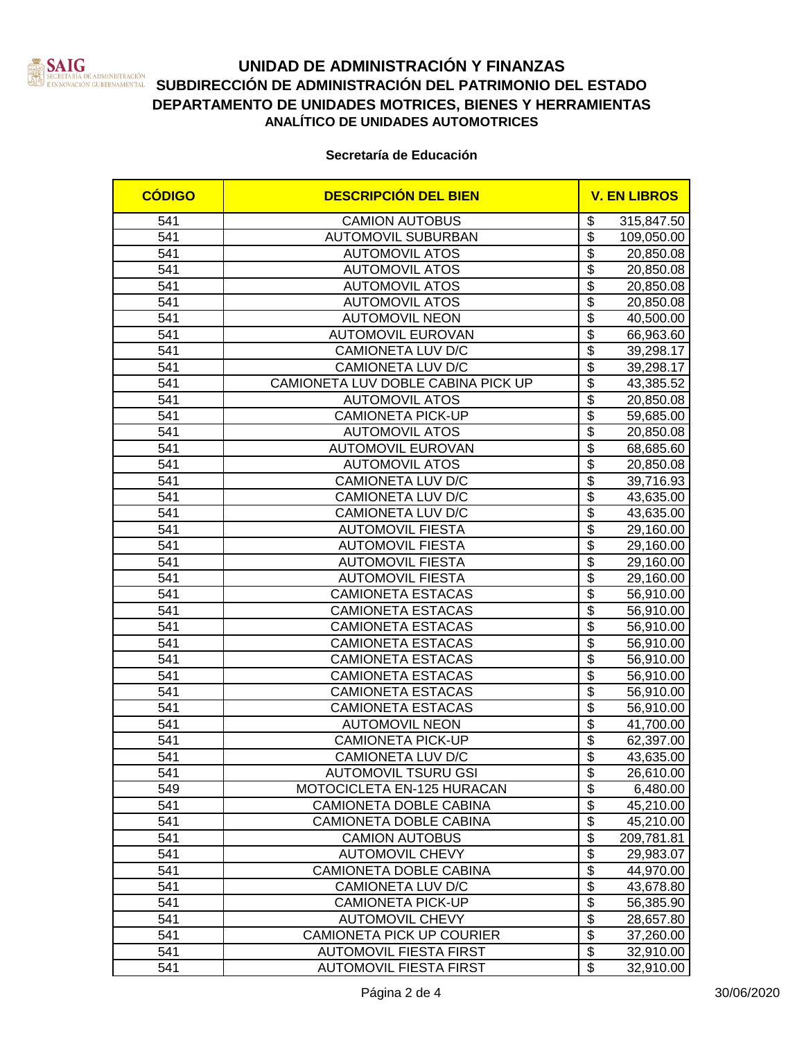# UNIDAD DE ADMINISTRACIÓN Y FINANZAS

## SUBDIRECCIÓN DE ADMINISTRACIÓN DEL PATRIMONIO DEL ESTADO

## DEPARTAMENTO DE UNIDADES MOTRICES, BIENES Y HERRAMIENTAS

### ANALÍTICO DE UNIDADES AUTOMOTRICES

**Secretaría de Educación**

| CÓDIGO | DESCRIPCIÓN DEL BIEN | V. EN LIBROS |
|---|---|---|
| 541 | CAMION AUTOBUS | $ 315,847.50 |
| 541 | AUTOMOVIL SUBURBAN | $ 109,050.00 |
| 541 | AUTOMOVIL ATOS | $ 20,850.08 |
| 541 | AUTOMOVIL ATOS | $ 20,850.08 |
| 541 | AUTOMOVIL ATOS | $ 20,850.08 |
| 541 | AUTOMOVIL ATOS | $ 20,850.08 |
| 541 | AUTOMOVIL NEON | $ 40,500.00 |
| 541 | AUTOMOVIL EUROVAN | $ 66,963.60 |
| 541 | CAMIONETA LUV D/C | $ 39,298.17 |
| 541 | CAMIONETA LUV D/C | $ 39,298.17 |
| 541 | CAMIONETA LUV DOBLE CABINA PICK UP | $ 43,385.52 |
| 541 | AUTOMOVIL ATOS | $ 20,850.08 |
| 541 | CAMIONETA PICK-UP | $ 59,685.00 |
| 541 | AUTOMOVIL ATOS | $ 20,850.08 |
| 541 | AUTOMOVIL EUROVAN | $ 68,685.60 |
| 541 | AUTOMOVIL ATOS | $ 20,850.08 |
| 541 | CAMIONETA LUV D/C | $ 39,716.93 |
| 541 | CAMIONETA LUV D/C | $ 43,635.00 |
| 541 | CAMIONETA LUV D/C | $ 43,635.00 |
| 541 | AUTOMOVIL FIESTA | $ 29,160.00 |
| 541 | AUTOMOVIL FIESTA | $ 29,160.00 |
| 541 | AUTOMOVIL FIESTA | $ 29,160.00 |
| 541 | AUTOMOVIL FIESTA | $ 29,160.00 |
| 541 | CAMIONETA ESTACAS | $ 56,910.00 |
| 541 | CAMIONETA ESTACAS | $ 56,910.00 |
| 541 | CAMIONETA ESTACAS | $ 56,910.00 |
| 541 | CAMIONETA ESTACAS | $ 56,910.00 |
| 541 | CAMIONETA ESTACAS | $ 56,910.00 |
| 541 | CAMIONETA ESTACAS | $ 56,910.00 |
| 541 | CAMIONETA ESTACAS | $ 56,910.00 |
| 541 | CAMIONETA ESTACAS | $ 56,910.00 |
| 541 | AUTOMOVIL NEON | $ 41,700.00 |
| 541 | CAMIONETA PICK-UP | $ 62,397.00 |
| 541 | CAMIONETA LUV D/C | $ 43,635.00 |
| 541 | AUTOMOVIL TSURU GSI | $ 26,610.00 |
| 549 | MOTOCICLETA EN-125 HURACAN | $ 6,480.00 |
| 541 | CAMIONETA DOBLE CABINA | $ 45,210.00 |
| 541 | CAMIONETA DOBLE CABINA | $ 45,210.00 |
| 541 | CAMION AUTOBUS | $ 209,781.81 |
| 541 | AUTOMOVIL CHEVY | $ 29,983.07 |
| 541 | CAMIONETA DOBLE CABINA | $ 44,970.00 |
| 541 | CAMIONETA LUV D/C | $ 43,678.80 |
| 541 | CAMIONETA PICK-UP | $ 56,385.90 |
| 541 | AUTOMOVIL CHEVY | $ 28,657.80 |
| 541 | CAMIONETA PICK UP COURIER | $ 37,260.00 |
| 541 | AUTOMOVIL FIESTA FIRST | $ 32,910.00 |
| 541 | AUTOMOVIL FIESTA FIRST | $ 32,910.00 |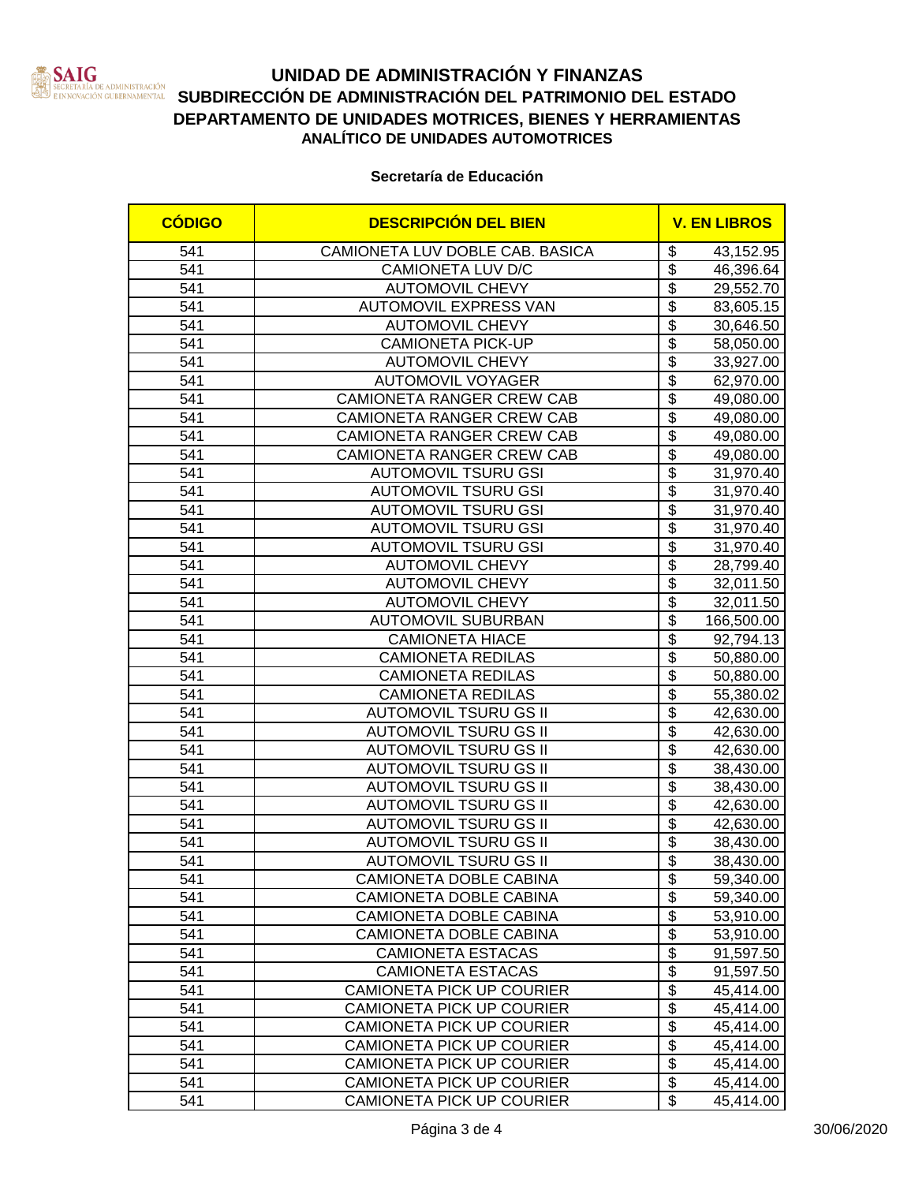# UNIDAD DE ADMINISTRACIÓN Y FINANZAS
## SUBDIRECCIÓN DE ADMINISTRACIÓN DEL PATRIMONIO DEL ESTADO
## DEPARTAMENTO DE UNIDADES MOTRICES, BIENES Y HERRAMIENTAS
### ANALÍTICO DE UNIDADES AUTOMOTRICES

**Secretaría de Educación**

| CÓDIGO | DESCRIPCIÓN DEL BIEN | V. EN LIBROS |
|---|---|---|
| 541 | CAMIONETA LUV DOBLE CAB. BASICA | $ 43,152.95 |
| 541 | CAMIONETA LUV D/C | $ 46,396.64 |
| 541 | AUTOMOVIL CHEVY | $ 29,552.70 |
| 541 | AUTOMOVIL EXPRESS VAN | $ 83,605.15 |
| 541 | AUTOMOVIL CHEVY | $ 30,646.50 |
| 541 | CAMIONETA PICK-UP | $ 58,050.00 |
| 541 | AUTOMOVIL CHEVY | $ 33,927.00 |
| 541 | AUTOMOVIL VOYAGER | $ 62,970.00 |
| 541 | CAMIONETA RANGER CREW CAB | $ 49,080.00 |
| 541 | CAMIONETA RANGER CREW CAB | $ 49,080.00 |
| 541 | CAMIONETA RANGER CREW CAB | $ 49,080.00 |
| 541 | CAMIONETA RANGER CREW CAB | $ 49,080.00 |
| 541 | AUTOMOVIL TSURU GSI | $ 31,970.40 |
| 541 | AUTOMOVIL TSURU GSI | $ 31,970.40 |
| 541 | AUTOMOVIL TSURU GSI | $ 31,970.40 |
| 541 | AUTOMOVIL TSURU GSI | $ 31,970.40 |
| 541 | AUTOMOVIL TSURU GSI | $ 31,970.40 |
| 541 | AUTOMOVIL CHEVY | $ 28,799.40 |
| 541 | AUTOMOVIL CHEVY | $ 32,011.50 |
| 541 | AUTOMOVIL CHEVY | $ 32,011.50 |
| 541 | AUTOMOVIL SUBURBAN | $ 166,500.00 |
| 541 | CAMIONETA HIACE | $ 92,794.13 |
| 541 | CAMIONETA REDILAS | $ 50,880.00 |
| 541 | CAMIONETA REDILAS | $ 50,880.00 |
| 541 | CAMIONETA REDILAS | $ 55,380.02 |
| 541 | AUTOMOVIL TSURU GS II | $ 42,630.00 |
| 541 | AUTOMOVIL TSURU GS II | $ 42,630.00 |
| 541 | AUTOMOVIL TSURU GS II | $ 42,630.00 |
| 541 | AUTOMOVIL TSURU GS II | $ 38,430.00 |
| 541 | AUTOMOVIL TSURU GS II | $ 38,430.00 |
| 541 | AUTOMOVIL TSURU GS II | $ 42,630.00 |
| 541 | AUTOMOVIL TSURU GS II | $ 42,630.00 |
| 541 | AUTOMOVIL TSURU GS II | $ 38,430.00 |
| 541 | AUTOMOVIL TSURU GS II | $ 38,430.00 |
| 541 | CAMIONETA DOBLE CABINA | $ 59,340.00 |
| 541 | CAMIONETA DOBLE CABINA | $ 59,340.00 |
| 541 | CAMIONETA DOBLE CABINA | $ 53,910.00 |
| 541 | CAMIONETA DOBLE CABINA | $ 53,910.00 |
| 541 | CAMIONETA ESTACAS | $ 91,597.50 |
| 541 | CAMIONETA ESTACAS | $ 91,597.50 |
| 541 | CAMIONETA PICK UP COURIER | $ 45,414.00 |
| 541 | CAMIONETA PICK UP COURIER | $ 45,414.00 |
| 541 | CAMIONETA PICK UP COURIER | $ 45,414.00 |
| 541 | CAMIONETA PICK UP COURIER | $ 45,414.00 |
| 541 | CAMIONETA PICK UP COURIER | $ 45,414.00 |
| 541 | CAMIONETA PICK UP COURIER | $ 45,414.00 |
| 541 | CAMIONETA PICK UP COURIER | $ 45,414.00 |

30/06/2020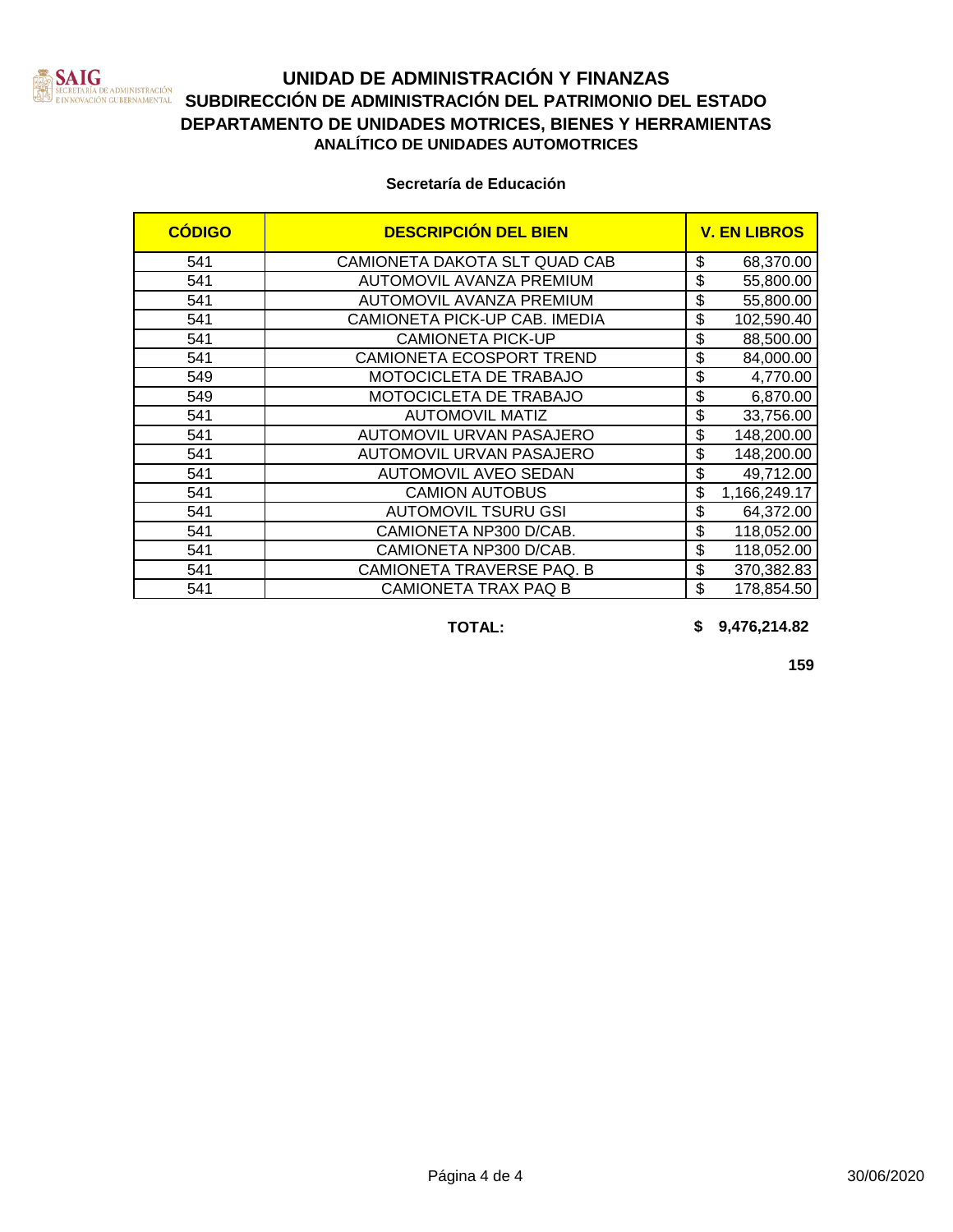# UNIDAD DE ADMINISTRACIÓN Y FINANZAS
## SUBDIRECCIÓN DE ADMINISTRACIÓN DEL PATRIMONIO DEL ESTADO
## DEPARTAMENTO DE UNIDADES MOTRICES, BIENES Y HERRAMIENTAS
### ANALÍTICO DE UNIDADES AUTOMOTRICES

**Secretaría de Educación**

| CÓDIGO | DESCRIPCIÓN DEL BIEN | V. EN LIBROS |
|---|---|---|
| 541 | CAMIONETA DAKOTA SLT QUAD CAB | $ 68,370.00 |
| 541 | AUTOMOVIL AVANZA PREMIUM | $ 55,800.00 |
| 541 | AUTOMOVIL AVANZA PREMIUM | $ 55,800.00 |
| 541 | CAMIONETA PICK-UP CAB. IMEDIA | $ 102,590.40 |
| 541 | CAMIONETA PICK-UP | $ 88,500.00 |
| 541 | CAMIONETA ECOSPORT TREND | $ 84,000.00 |
| 549 | MOTOCICLETA DE TRABAJO | $ 4,770.00 |
| 549 | MOTOCICLETA DE TRABAJO | $ 6,870.00 |
| 541 | AUTOMOVIL MATIZ | $ 33,756.00 |
| 541 | AUTOMOVIL URVAN PASAJERO | $ 148,200.00 |
| 541 | AUTOMOVIL URVAN PASAJERO | $ 148,200.00 |
| 541 | AUTOMOVIL AVEO SEDAN | $ 49,712.00 |
| 541 | CAMION AUTOBUS | $ 1,166,249.17 |
| 541 | AUTOMOVIL TSURU GSI | $ 64,372.00 |
| 541 | CAMIONETA NP300 D/CAB. | $ 118,052.00 |
| 541 | CAMIONETA NP300 D/CAB. | $ 118,052.00 |
| 541 | CAMIONETA TRAVERSE PAQ. B | $ 370,382.83 |
| 541 | CAMIONETA TRAX PAQ B | $ 178,854.50 |

**TOTAL:** **$ 9,476,214.82**

**159**

30/06/2020